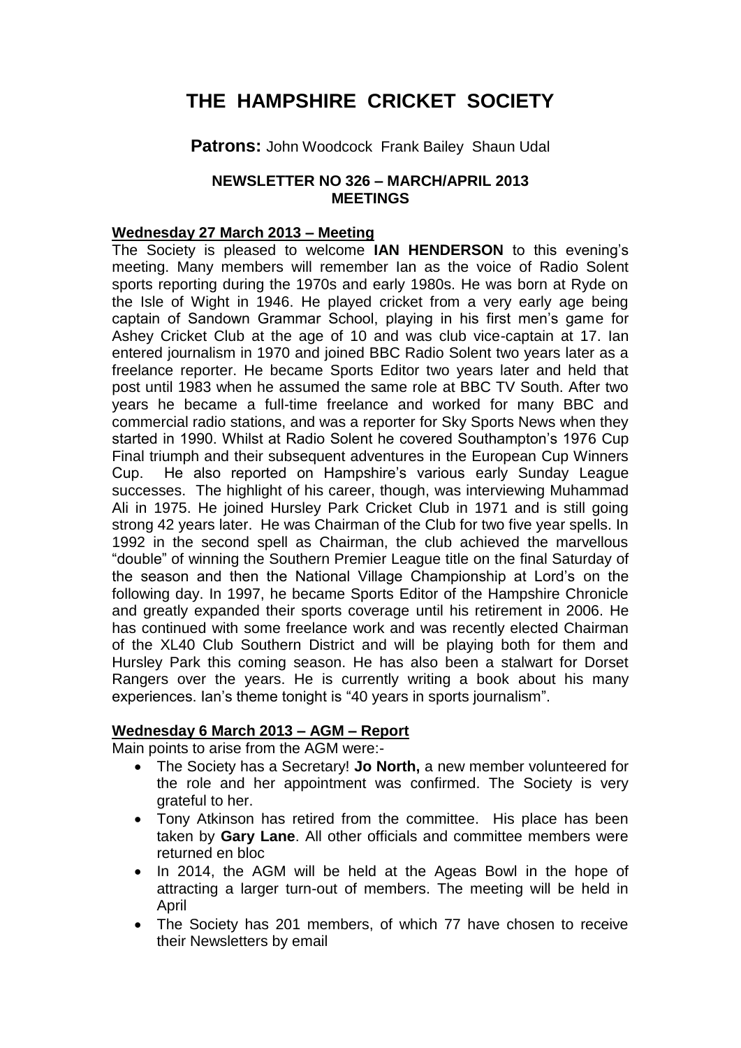# THE HAMPSHIRE CRICKET SOCIETY

**Patrons:** John Woodcock Frank Bailey Shaun Udal

**NEWSLETTER NO 326 – MARCH/APRIL 2013**
**MEETINGS**

## Wednesday 27 March 2013 – Meeting

The Society is pleased to welcome **IAN HENDERSON** to this evening's meeting. Many members will remember Ian as the voice of Radio Solent sports reporting during the 1970s and early 1980s. He was born at Ryde on the Isle of Wight in 1946. He played cricket from a very early age being captain of Sandown Grammar School, playing in his first men's game for Ashey Cricket Club at the age of 10 and was club vice-captain at 17. Ian entered journalism in 1970 and joined BBC Radio Solent two years later as a freelance reporter. He became Sports Editor two years later and held that post until 1983 when he assumed the same role at BBC TV South. After two years he became a full-time freelance and worked for many BBC and commercial radio stations, and was a reporter for Sky Sports News when they started in 1990. Whilst at Radio Solent he covered Southampton's 1976 Cup Final triumph and their subsequent adventures in the European Cup Winners Cup. He also reported on Hampshire's various early Sunday League successes. The highlight of his career, though, was interviewing Muhammad Ali in 1975. He joined Hursley Park Cricket Club in 1971 and is still going strong 42 years later. He was Chairman of the Club for two five year spells. In 1992 in the second spell as Chairman, the club achieved the marvellous "double" of winning the Southern Premier League title on the final Saturday of the season and then the National Village Championship at Lord's on the following day. In 1997, he became Sports Editor of the Hampshire Chronicle and greatly expanded their sports coverage until his retirement in 2006. He has continued with some freelance work and was recently elected Chairman of the XL40 Club Southern District and will be playing both for them and Hursley Park this coming season. He has also been a stalwart for Dorset Rangers over the years. He is currently writing a book about his many experiences. Ian's theme tonight is "40 years in sports journalism".

## Wednesday 6 March 2013 – AGM – Report

Main points to arise from the AGM were:-

- The Society has a Secretary! **Jo North,** a new member volunteered for the role and her appointment was confirmed. The Society is very grateful to her.
- Tony Atkinson has retired from the committee. His place has been taken by **Gary Lane**. All other officials and committee members were returned en bloc
- In 2014, the AGM will be held at the Ageas Bowl in the hope of attracting a larger turn-out of members. The meeting will be held in April
- The Society has 201 members, of which 77 have chosen to receive their Newsletters by email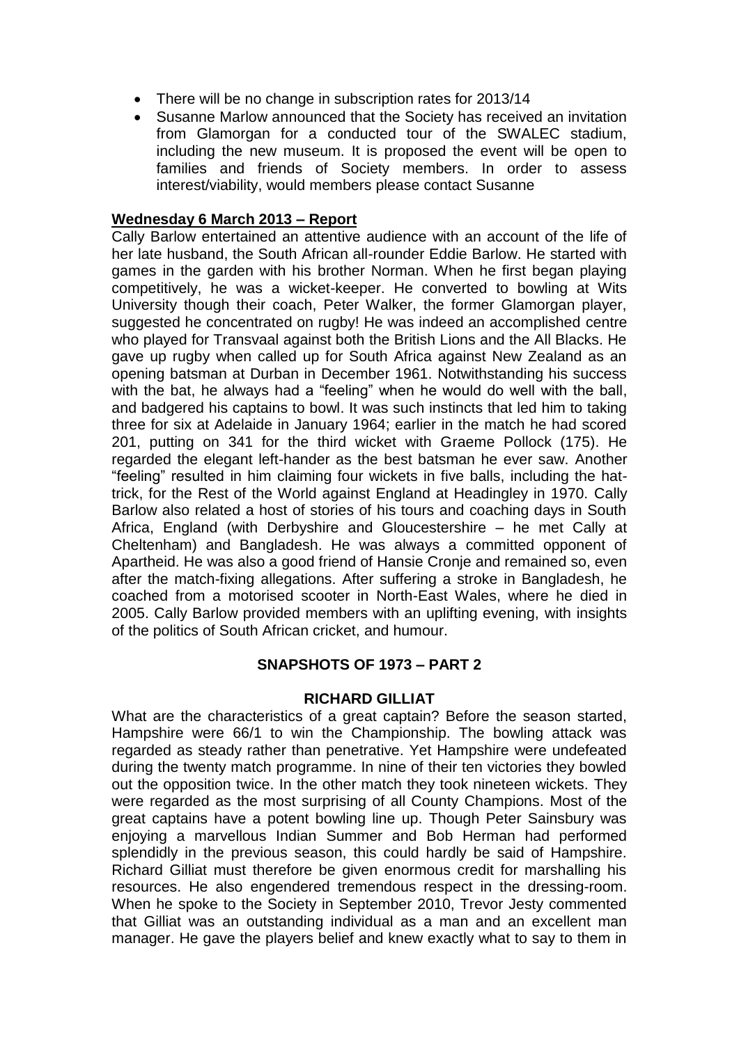- There will be no change in subscription rates for 2013/14
- Susanne Marlow announced that the Society has received an invitation from Glamorgan for a conducted tour of the SWALEC stadium, including the new museum. It is proposed the event will be open to families and friends of Society members. In order to assess interest/viability, would members please contact Susanne

**Wednesday 6 March 2013 – Report**

Cally Barlow entertained an attentive audience with an account of the life of her late husband, the South African all-rounder Eddie Barlow. He started with games in the garden with his brother Norman. When he first began playing competitively, he was a wicket-keeper. He converted to bowling at Wits University though their coach, Peter Walker, the former Glamorgan player, suggested he concentrated on rugby! He was indeed an accomplished centre who played for Transvaal against both the British Lions and the All Blacks. He gave up rugby when called up for South Africa against New Zealand as an opening batsman at Durban in December 1961. Notwithstanding his success with the bat, he always had a "feeling" when he would do well with the ball, and badgered his captains to bowl. It was such instincts that led him to taking three for six at Adelaide in January 1964; earlier in the match he had scored 201, putting on 341 for the third wicket with Graeme Pollock (175). He regarded the elegant left-hander as the best batsman he ever saw. Another "feeling" resulted in him claiming four wickets in five balls, including the hat-trick, for the Rest of the World against England at Headingley in 1970. Cally Barlow also related a host of stories of his tours and coaching days in South Africa, England (with Derbyshire and Gloucestershire – he met Cally at Cheltenham) and Bangladesh. He was always a committed opponent of Apartheid. He was also a good friend of Hansie Cronje and remained so, even after the match-fixing allegations. After suffering a stroke in Bangladesh, he coached from a motorised scooter in North-East Wales, where he died in 2005. Cally Barlow provided members with an uplifting evening, with insights of the politics of South African cricket, and humour.

## SNAPSHOTS OF 1973 – PART 2

### RICHARD GILLIAT

What are the characteristics of a great captain? Before the season started, Hampshire were 66/1 to win the Championship. The bowling attack was regarded as steady rather than penetrative. Yet Hampshire were undefeated during the twenty match programme. In nine of their ten victories they bowled out the opposition twice. In the other match they took nineteen wickets. They were regarded as the most surprising of all County Champions. Most of the great captains have a potent bowling line up. Though Peter Sainsbury was enjoying a marvellous Indian Summer and Bob Herman had performed splendidly in the previous season, this could hardly be said of Hampshire. Richard Gilliat must therefore be given enormous credit for marshalling his resources. He also engendered tremendous respect in the dressing-room. When he spoke to the Society in September 2010, Trevor Jesty commented that Gilliat was an outstanding individual as a man and an excellent man manager. He gave the players belief and knew exactly what to say to them in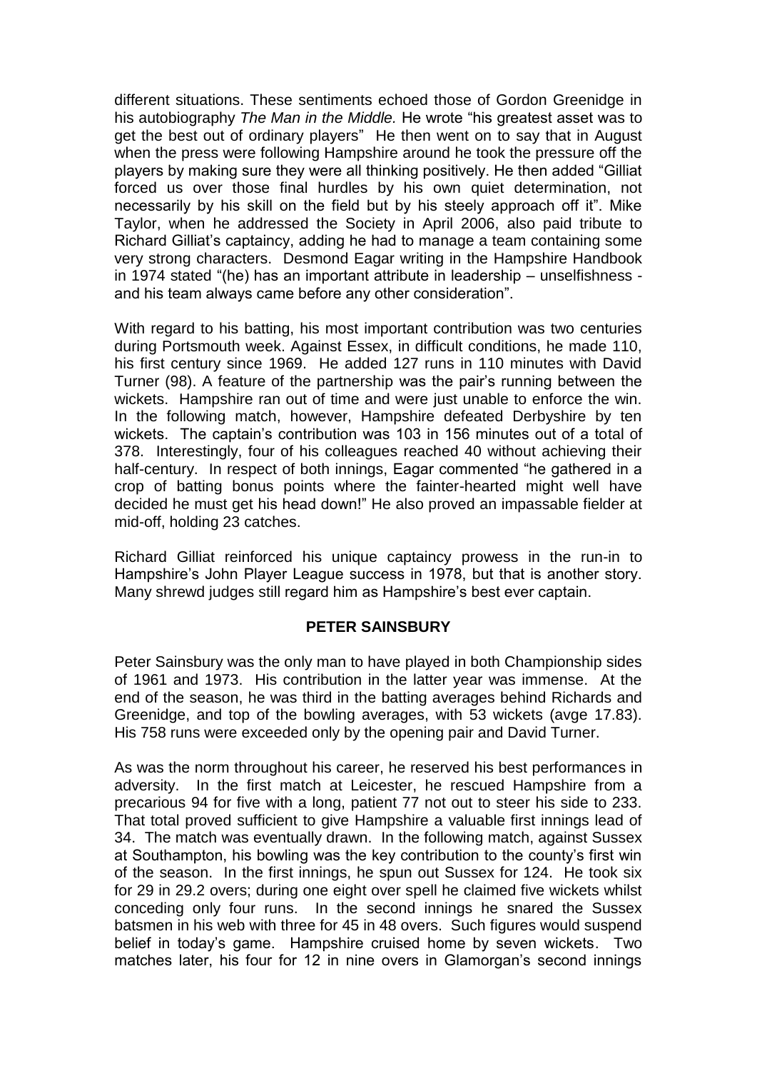different situations. These sentiments echoed those of Gordon Greenidge in his autobiography *The Man in the Middle.* He wrote "his greatest asset was to get the best out of ordinary players" He then went on to say that in August when the press were following Hampshire around he took the pressure off the players by making sure they were all thinking positively. He then added "Gilliat forced us over those final hurdles by his own quiet determination, not necessarily by his skill on the field but by his steely approach off it". Mike Taylor, when he addressed the Society in April 2006, also paid tribute to Richard Gilliat's captaincy, adding he had to manage a team containing some very strong characters. Desmond Eagar writing in the Hampshire Handbook in 1974 stated "(he) has an important attribute in leadership – unselfishness - and his team always came before any other consideration".

With regard to his batting, his most important contribution was two centuries during Portsmouth week. Against Essex, in difficult conditions, he made 110, his first century since 1969. He added 127 runs in 110 minutes with David Turner (98). A feature of the partnership was the pair's running between the wickets. Hampshire ran out of time and were just unable to enforce the win. In the following match, however, Hampshire defeated Derbyshire by ten wickets. The captain's contribution was 103 in 156 minutes out of a total of 378. Interestingly, four of his colleagues reached 40 without achieving their half-century. In respect of both innings, Eagar commented "he gathered in a crop of batting bonus points where the fainter-hearted might well have decided he must get his head down!" He also proved an impassable fielder at mid-off, holding 23 catches.

Richard Gilliat reinforced his unique captaincy prowess in the run-in to Hampshire's John Player League success in 1978, but that is another story. Many shrewd judges still regard him as Hampshire's best ever captain.

## PETER SAINSBURY

Peter Sainsbury was the only man to have played in both Championship sides of 1961 and 1973. His contribution in the latter year was immense. At the end of the season, he was third in the batting averages behind Richards and Greenidge, and top of the bowling averages, with 53 wickets (avge 17.83). His 758 runs were exceeded only by the opening pair and David Turner.

As was the norm throughout his career, he reserved his best performances in adversity. In the first match at Leicester, he rescued Hampshire from a precarious 94 for five with a long, patient 77 not out to steer his side to 233. That total proved sufficient to give Hampshire a valuable first innings lead of 34. The match was eventually drawn. In the following match, against Sussex at Southampton, his bowling was the key contribution to the county's first win of the season. In the first innings, he spun out Sussex for 124. He took six for 29 in 29.2 overs; during one eight over spell he claimed five wickets whilst conceding only four runs. In the second innings he snared the Sussex batsmen in his web with three for 45 in 48 overs. Such figures would suspend belief in today's game. Hampshire cruised home by seven wickets. Two matches later, his four for 12 in nine overs in Glamorgan's second innings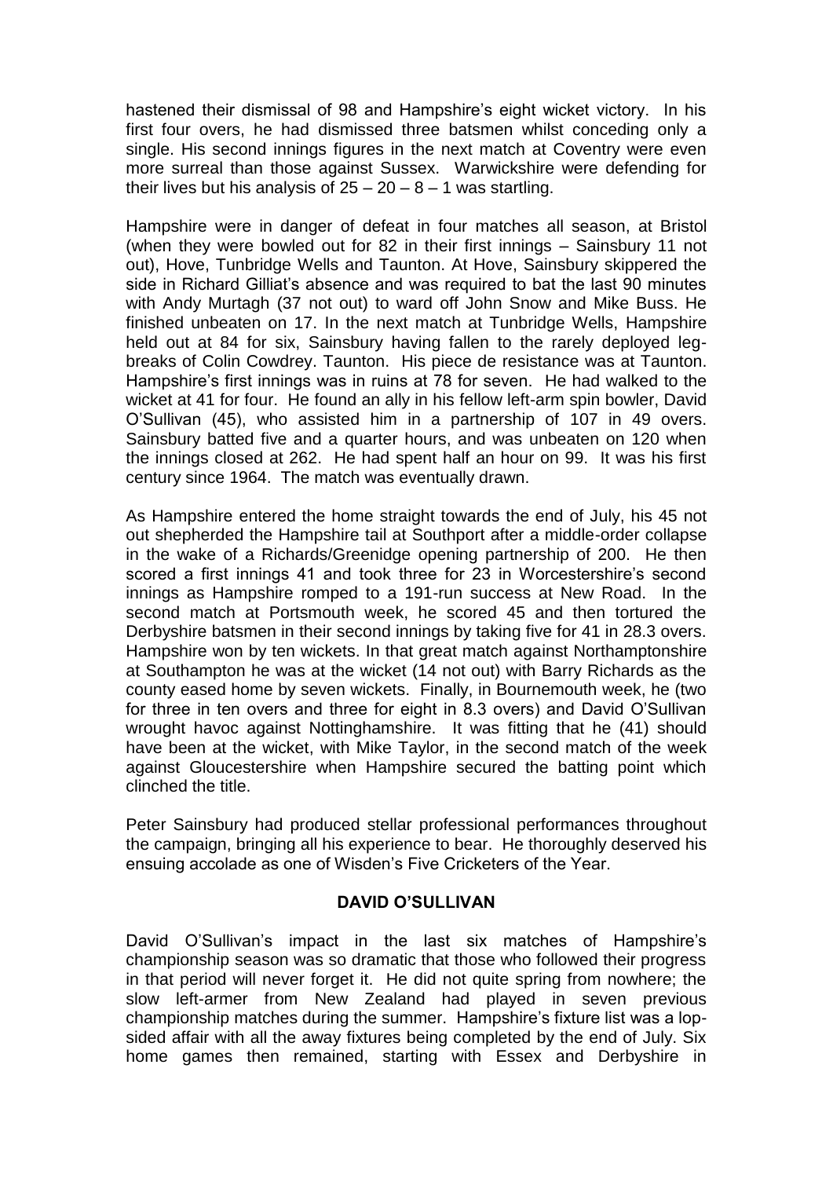hastened their dismissal of 98 and Hampshire's eight wicket victory. In his first four overs, he had dismissed three batsmen whilst conceding only a single. His second innings figures in the next match at Coventry were even more surreal than those against Sussex. Warwickshire were defending for their lives but his analysis of 25 – 20 – 8 – 1 was startling.

Hampshire were in danger of defeat in four matches all season, at Bristol (when they were bowled out for 82 in their first innings – Sainsbury 11 not out), Hove, Tunbridge Wells and Taunton. At Hove, Sainsbury skippered the side in Richard Gilliat's absence and was required to bat the last 90 minutes with Andy Murtagh (37 not out) to ward off John Snow and Mike Buss. He finished unbeaten on 17. In the next match at Tunbridge Wells, Hampshire held out at 84 for six, Sainsbury having fallen to the rarely deployed leg-breaks of Colin Cowdrey. Taunton. His piece de resistance was at Taunton. Hampshire's first innings was in ruins at 78 for seven. He had walked to the wicket at 41 for four. He found an ally in his fellow left-arm spin bowler, David O'Sullivan (45), who assisted him in a partnership of 107 in 49 overs. Sainsbury batted five and a quarter hours, and was unbeaten on 120 when the innings closed at 262. He had spent half an hour on 99. It was his first century since 1964. The match was eventually drawn.

As Hampshire entered the home straight towards the end of July, his 45 not out shepherded the Hampshire tail at Southport after a middle-order collapse in the wake of a Richards/Greenidge opening partnership of 200. He then scored a first innings 41 and took three for 23 in Worcestershire's second innings as Hampshire romped to a 191-run success at New Road. In the second match at Portsmouth week, he scored 45 and then tortured the Derbyshire batsmen in their second innings by taking five for 41 in 28.3 overs. Hampshire won by ten wickets. In that great match against Northamptonshire at Southampton he was at the wicket (14 not out) with Barry Richards as the county eased home by seven wickets. Finally, in Bournemouth week, he (two for three in ten overs and three for eight in 8.3 overs) and David O'Sullivan wrought havoc against Nottinghamshire. It was fitting that he (41) should have been at the wicket, with Mike Taylor, in the second match of the week against Gloucestershire when Hampshire secured the batting point which clinched the title.

Peter Sainsbury had produced stellar professional performances throughout the campaign, bringing all his experience to bear. He thoroughly deserved his ensuing accolade as one of Wisden's Five Cricketers of the Year.

## DAVID O'SULLIVAN

David O'Sullivan's impact in the last six matches of Hampshire's championship season was so dramatic that those who followed their progress in that period will never forget it. He did not quite spring from nowhere; the slow left-armer from New Zealand had played in seven previous championship matches during the summer. Hampshire's fixture list was a lop-sided affair with all the away fixtures being completed by the end of July. Six home games then remained, starting with Essex and Derbyshire in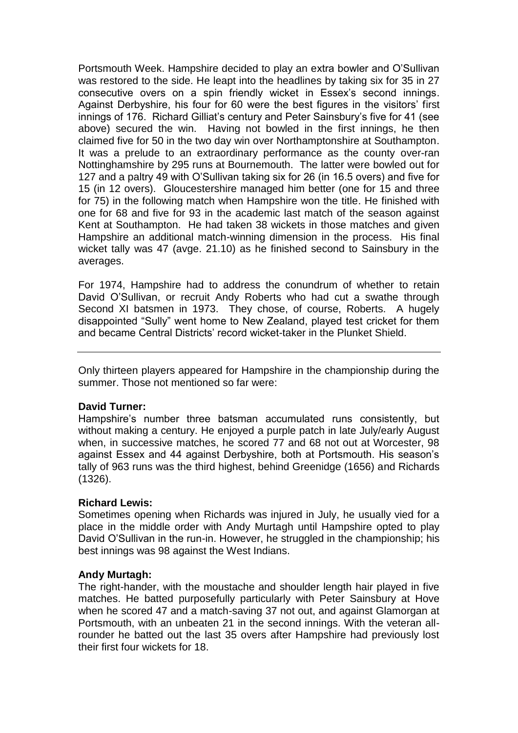Portsmouth Week. Hampshire decided to play an extra bowler and O'Sullivan was restored to the side. He leapt into the headlines by taking six for 35 in 27 consecutive overs on a spin friendly wicket in Essex's second innings. Against Derbyshire, his four for 60 were the best figures in the visitors' first innings of 176. Richard Gilliat's century and Peter Sainsbury's five for 41 (see above) secured the win. Having not bowled in the first innings, he then claimed five for 50 in the two day win over Northamptonshire at Southampton. It was a prelude to an extraordinary performance as the county over-ran Nottinghamshire by 295 runs at Bournemouth. The latter were bowled out for 127 and a paltry 49 with O'Sullivan taking six for 26 (in 16.5 overs) and five for 15 (in 12 overs). Gloucestershire managed him better (one for 15 and three for 75) in the following match when Hampshire won the title. He finished with one for 68 and five for 93 in the academic last match of the season against Kent at Southampton. He had taken 38 wickets in those matches and given Hampshire an additional match-winning dimension in the process. His final wicket tally was 47 (avge. 21.10) as he finished second to Sainsbury in the averages.

For 1974, Hampshire had to address the conundrum of whether to retain David O'Sullivan, or recruit Andy Roberts who had cut a swathe through Second XI batsmen in 1973. They chose, of course, Roberts. A hugely disappointed "Sully" went home to New Zealand, played test cricket for them and became Central Districts' record wicket-taker in the Plunket Shield.

---

Only thirteen players appeared for Hampshire in the championship during the summer. Those not mentioned so far were:

**David Turner:**
Hampshire's number three batsman accumulated runs consistently, but without making a century. He enjoyed a purple patch in late July/early August when, in successive matches, he scored 77 and 68 not out at Worcester, 98 against Essex and 44 against Derbyshire, both at Portsmouth. His season's tally of 963 runs was the third highest, behind Greenidge (1656) and Richards (1326).

**Richard Lewis:**
Sometimes opening when Richards was injured in July, he usually vied for a place in the middle order with Andy Murtagh until Hampshire opted to play David O'Sullivan in the run-in. However, he struggled in the championship; his best innings was 98 against the West Indians.

**Andy Murtagh:**
The right-hander, with the moustache and shoulder length hair played in five matches. He batted purposefully particularly with Peter Sainsbury at Hove when he scored 47 and a match-saving 37 not out, and against Glamorgan at Portsmouth, with an unbeaten 21 in the second innings. With the veteran all-rounder he batted out the last 35 overs after Hampshire had previously lost their first four wickets for 18.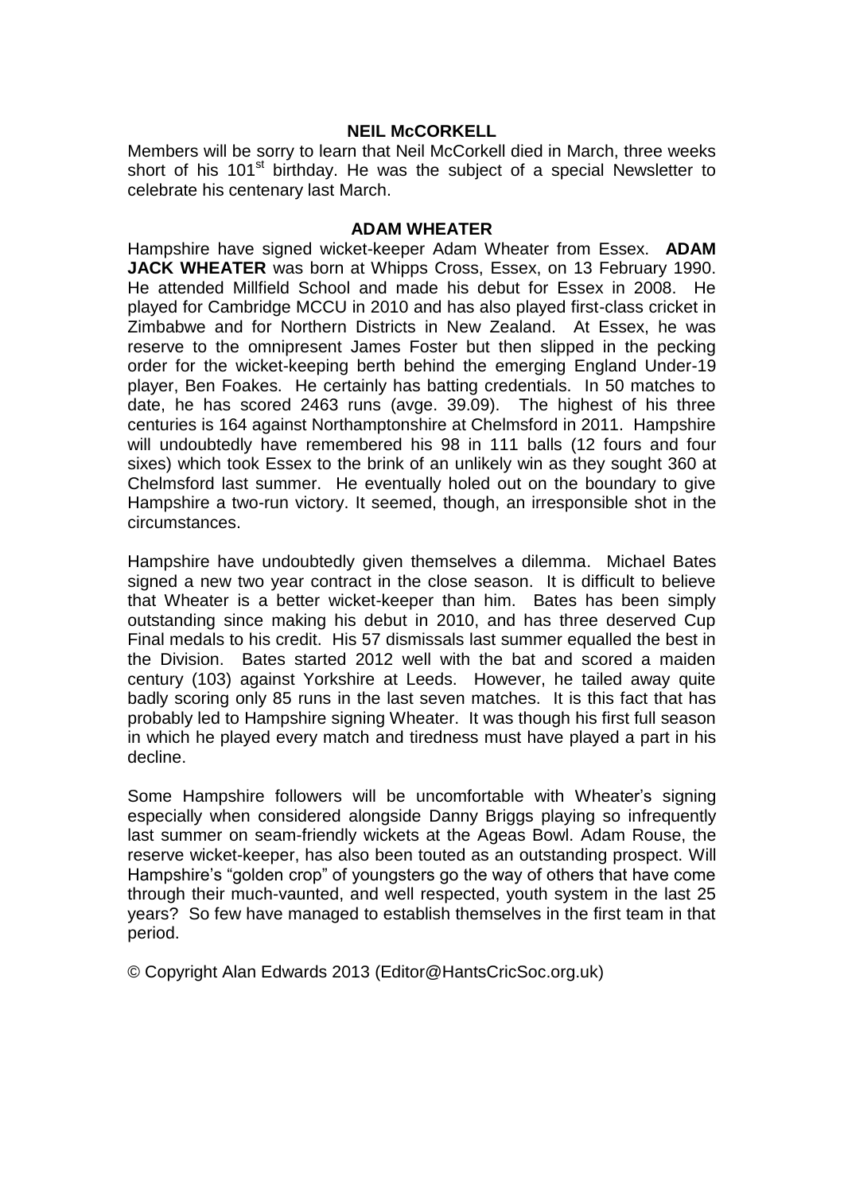## NEIL McCORKELL

Members will be sorry to learn that Neil McCorkell died in March, three weeks short of his 101st birthday. He was the subject of a special Newsletter to celebrate his centenary last March.

## ADAM WHEATER

Hampshire have signed wicket-keeper Adam Wheater from Essex. **ADAM JACK WHEATER** was born at Whipps Cross, Essex, on 13 February 1990. He attended Millfield School and made his debut for Essex in 2008. He played for Cambridge MCCU in 2010 and has also played first-class cricket in Zimbabwe and for Northern Districts in New Zealand. At Essex, he was reserve to the omnipresent James Foster but then slipped in the pecking order for the wicket-keeping berth behind the emerging England Under-19 player, Ben Foakes. He certainly has batting credentials. In 50 matches to date, he has scored 2463 runs (avge. 39.09). The highest of his three centuries is 164 against Northamptonshire at Chelmsford in 2011. Hampshire will undoubtedly have remembered his 98 in 111 balls (12 fours and four sixes) which took Essex to the brink of an unlikely win as they sought 360 at Chelmsford last summer. He eventually holed out on the boundary to give Hampshire a two-run victory. It seemed, though, an irresponsible shot in the circumstances.

Hampshire have undoubtedly given themselves a dilemma. Michael Bates signed a new two year contract in the close season. It is difficult to believe that Wheater is a better wicket-keeper than him. Bates has been simply outstanding since making his debut in 2010, and has three deserved Cup Final medals to his credit. His 57 dismissals last summer equalled the best in the Division. Bates started 2012 well with the bat and scored a maiden century (103) against Yorkshire at Leeds. However, he tailed away quite badly scoring only 85 runs in the last seven matches. It is this fact that has probably led to Hampshire signing Wheater. It was though his first full season in which he played every match and tiredness must have played a part in his decline.

Some Hampshire followers will be uncomfortable with Wheater's signing especially when considered alongside Danny Briggs playing so infrequently last summer on seam-friendly wickets at the Ageas Bowl. Adam Rouse, the reserve wicket-keeper, has also been touted as an outstanding prospect. Will Hampshire's "golden crop" of youngsters go the way of others that have come through their much-vaunted, and well respected, youth system in the last 25 years? So few have managed to establish themselves in the first team in that period.

© Copyright Alan Edwards 2013 (Editor@HantsCricSoc.org.uk)